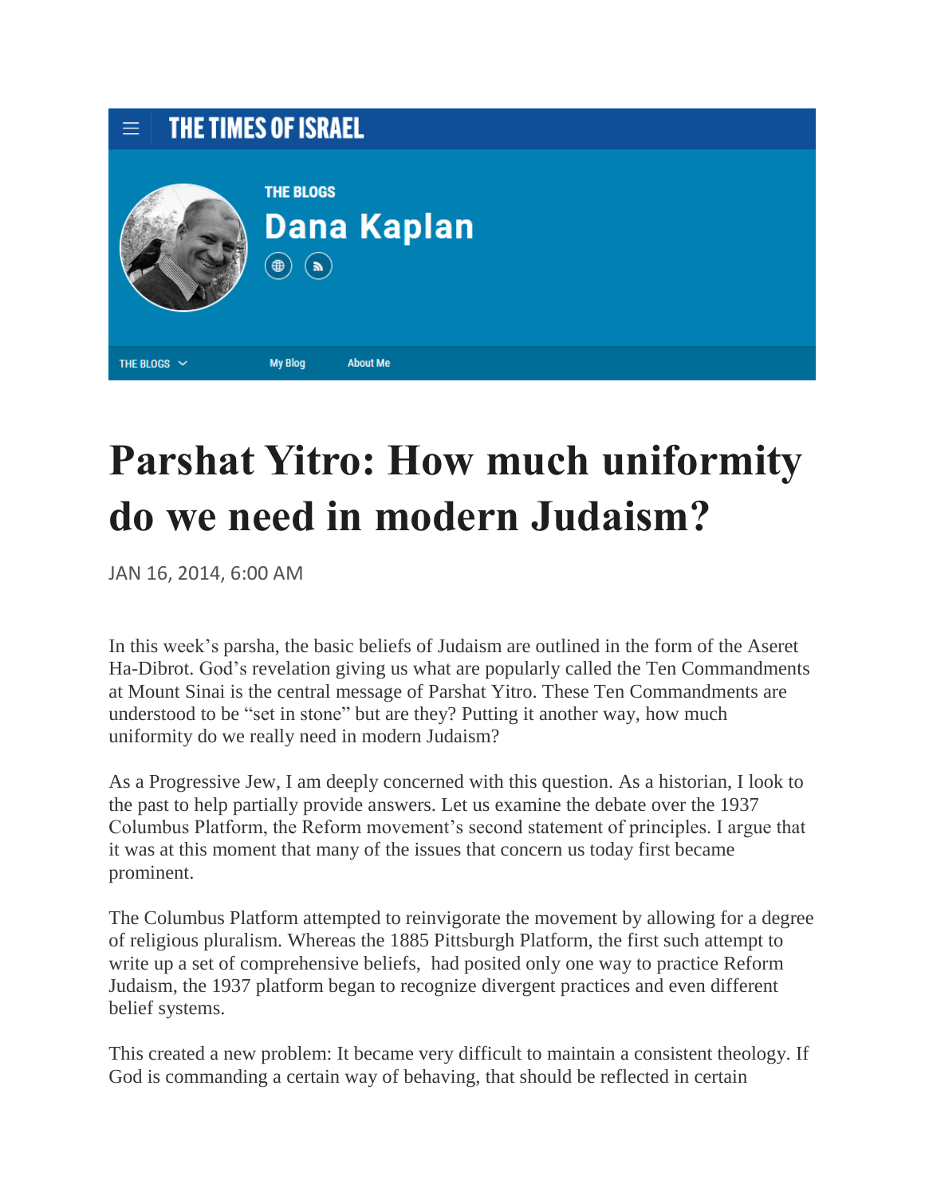THE TIMES OF ISRAEL

THE BLOGS

Dana Kaplan

THE BLOGS · My Blog · About Me

# Parshat Yitro: How much uniformity do we need in modern Judaism?

JAN 16, 2014, 6:00 AM

In this week's parsha, the basic beliefs of Judaism are outlined in the form of the Aseret Ha-Dibrot. God's revelation giving us what are popularly called the Ten Commandments at Mount Sinai is the central message of Parshat Yitro. These Ten Commandments are understood to be "set in stone" but are they? Putting it another way, how much uniformity do we really need in modern Judaism?

As a Progressive Jew, I am deeply concerned with this question. As a historian, I look to the past to help partially provide answers. Let us examine the debate over the 1937 Columbus Platform, the Reform movement's second statement of principles. I argue that it was at this moment that many of the issues that concern us today first became prominent.

The Columbus Platform attempted to reinvigorate the movement by allowing for a degree of religious pluralism. Whereas the 1885 Pittsburgh Platform, the first such attempt to write up a set of comprehensive beliefs, had posited only one way to practice Reform Judaism, the 1937 platform began to recognize divergent practices and even different belief systems.

This created a new problem: It became very difficult to maintain a consistent theology. If God is commanding a certain way of behaving, that should be reflected in certain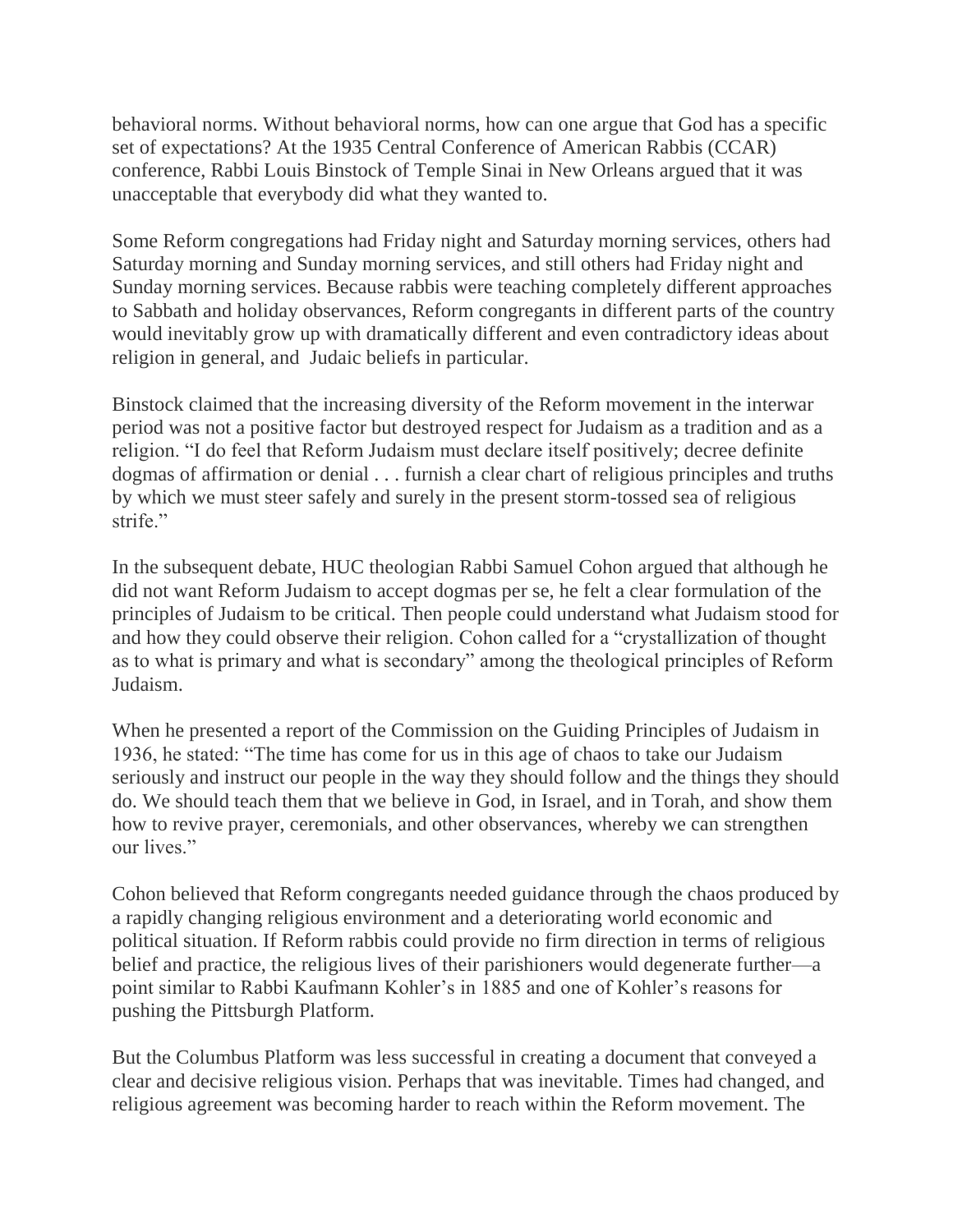behavioral norms. Without behavioral norms, how can one argue that God has a specific set of expectations? At the 1935 Central Conference of American Rabbis (CCAR) conference, Rabbi Louis Binstock of Temple Sinai in New Orleans argued that it was unacceptable that everybody did what they wanted to.

Some Reform congregations had Friday night and Saturday morning services, others had Saturday morning and Sunday morning services, and still others had Friday night and Sunday morning services. Because rabbis were teaching completely different approaches to Sabbath and holiday observances, Reform congregants in different parts of the country would inevitably grow up with dramatically different and even contradictory ideas about religion in general, and Judaic beliefs in particular.

Binstock claimed that the increasing diversity of the Reform movement in the interwar period was not a positive factor but destroyed respect for Judaism as a tradition and as a religion. "I do feel that Reform Judaism must declare itself positively; decree definite dogmas of affirmation or denial . . . furnish a clear chart of religious principles and truths by which we must steer safely and surely in the present storm-tossed sea of religious strife."

In the subsequent debate, HUC theologian Rabbi Samuel Cohon argued that although he did not want Reform Judaism to accept dogmas per se, he felt a clear formulation of the principles of Judaism to be critical. Then people could understand what Judaism stood for and how they could observe their religion. Cohon called for a "crystallization of thought as to what is primary and what is secondary" among the theological principles of Reform Judaism.

When he presented a report of the Commission on the Guiding Principles of Judaism in 1936, he stated: "The time has come for us in this age of chaos to take our Judaism seriously and instruct our people in the way they should follow and the things they should do. We should teach them that we believe in God, in Israel, and in Torah, and show them how to revive prayer, ceremonials, and other observances, whereby we can strengthen our lives."

Cohon believed that Reform congregants needed guidance through the chaos produced by a rapidly changing religious environment and a deteriorating world economic and political situation. If Reform rabbis could provide no firm direction in terms of religious belief and practice, the religious lives of their parishioners would degenerate further—a point similar to Rabbi Kaufmann Kohler's in 1885 and one of Kohler's reasons for pushing the Pittsburgh Platform.

But the Columbus Platform was less successful in creating a document that conveyed a clear and decisive religious vision. Perhaps that was inevitable. Times had changed, and religious agreement was becoming harder to reach within the Reform movement. The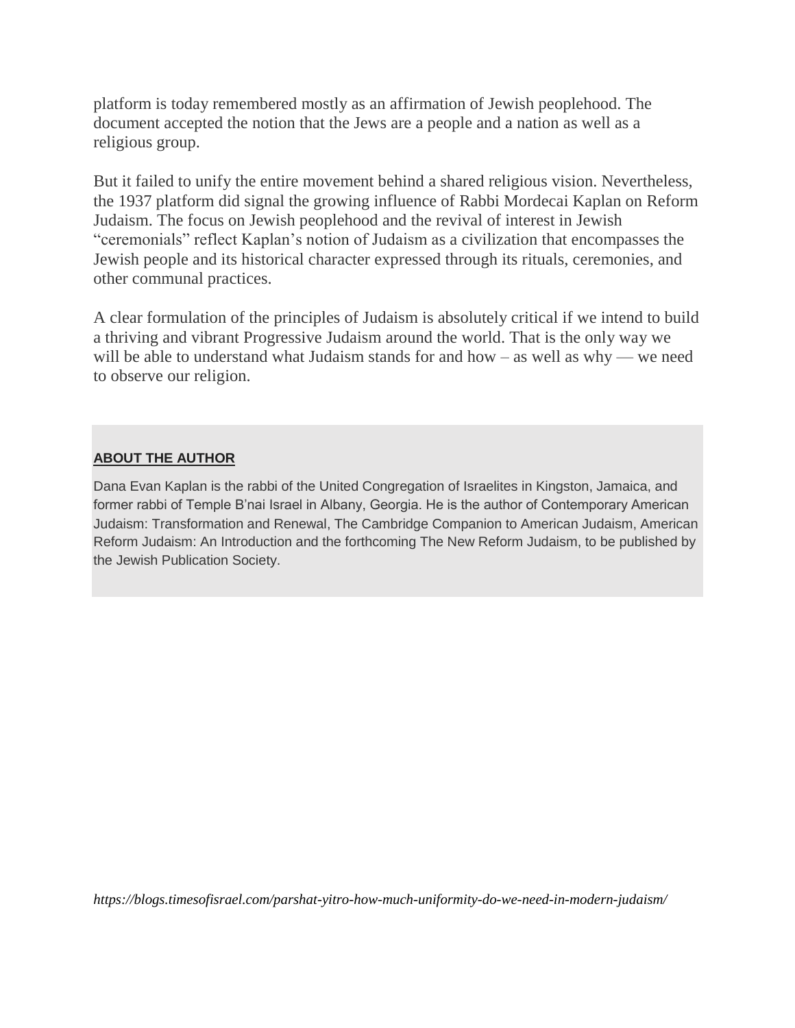platform is today remembered mostly as an affirmation of Jewish peoplehood. The document accepted the notion that the Jews are a people and a nation as well as a religious group.

But it failed to unify the entire movement behind a shared religious vision. Nevertheless, the 1937 platform did signal the growing influence of Rabbi Mordecai Kaplan on Reform Judaism. The focus on Jewish peoplehood and the revival of interest in Jewish "ceremonials" reflect Kaplan's notion of Judaism as a civilization that encompasses the Jewish people and its historical character expressed through its rituals, ceremonies, and other communal practices.

A clear formulation of the principles of Judaism is absolutely critical if we intend to build a thriving and vibrant Progressive Judaism around the world. That is the only way we will be able to understand what Judaism stands for and how – as well as why — we need to observe our religion.

**ABOUT THE AUTHOR**

Dana Evan Kaplan is the rabbi of the United Congregation of Israelites in Kingston, Jamaica, and former rabbi of Temple B'nai Israel in Albany, Georgia. He is the author of Contemporary American Judaism: Transformation and Renewal, The Cambridge Companion to American Judaism, American Reform Judaism: An Introduction and the forthcoming The New Reform Judaism, to be published by the Jewish Publication Society.

*https://blogs.timesofisrael.com/parshat-yitro-how-much-uniformity-do-we-need-in-modern-judaism/*